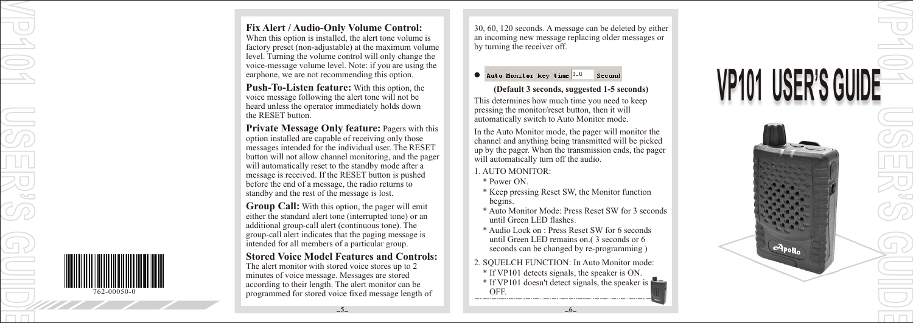## Fix Alert / Audio-Only Volume Control:

When this option is installed, the alert tone volume is factory preset (non-adjustable) at the maximum volume level. Turning the volume control will only change the voice-message volume level. Note: if you are using the earphone, we are not recommending this option.

**Push-To-Listen feature:** With this option, the voice message following the alert tone will not be heard unless the operator immediately holds down the RESET button.

**Private Message Only feature:** Pagers with this option installed are capable of receiving only those messages intended for the individual user. The RESET button will not allow channel monitoring, and the pager will automatically reset to the standby mode after a message is received. If the RESET button is pushed before the end of a message, the radio returns to standby and the rest of the message is lost.

**Group Call:** With this option, the pager will emit either the standard alert tone (interrupted tone) or an additional group-call alert (continuous tone). The group-call alert indicates that the paging message is intended for all members of a particular group.

## Stored Voice Model Features and Controls:

The alert monitor with stored voice stores up to 2 minutes of voice message. Messages are stored according to their length. The alert monitor can be programmed for stored voice fixed message length of 30, 60, 120 seconds. A message can be deleted by either an incoming new message replacing older messages or by turning the receiver off.

- Auto Monitor key time 3.0 Second

**(Default 3 seconds, suggested 1-5 seconds)**

This determines how much time you need to keep pressing the monitor/reset button, then it will automatically switch to Auto Monitor mode.

In the Auto Monitor mode, the pager will monitor the channel and anything being transmitted will be picked up by the pager. When the transmission ends, the pager will automatically turn off the audio.

1. AUTO MONITOR:
   * Power ON.
   * Keep pressing Reset SW, the Monitor function begins.
   * Auto Monitor Mode: Press Reset SW for 3 seconds until Green LED flashes.
   * Audio Lock on : Press Reset SW for 6 seconds until Green LED remains on.( 3 seconds or 6 seconds can be changed by re-programming )
2. SQUELCH FUNCTION: In Auto Monitor mode:
   * If VP101 detects signals, the speaker is ON.
   * If VP101 doesn't detect signals, the speaker is OFF.

# VP101 USER'S GUIDE

762-00050-0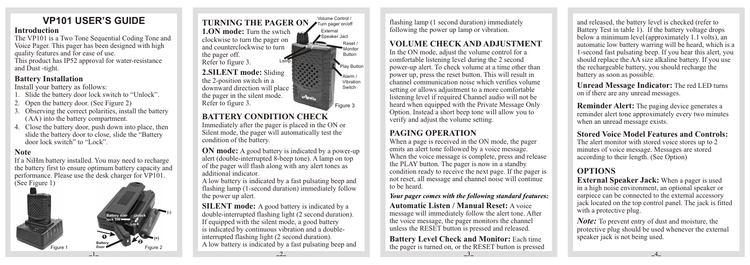# VP101 USER'S GUIDE

## Introduction

The VP101 is a Two Tone Sequential Coding Tone and Voice Pager. This pager has been designed with high quality features and for ease of use.
This product has IP52 approval for water-resistance and Dust -tight.

## Battery Installation

Install your battery as follows:

1. Slide the battery door lock switch to "Unlock".
2. Open the battery door. (See Figure 2)
3. Observing the correct polarities, install the battery (AA) into the battery compartment.
4. Close the battery door, push down into place, then slide the battery door to close, slide the "Battery door lock switch" to "Lock".

## Note

If a NiHm battery installed. You may need to recharge the battery first to ensure optimum battery capacity and performance. Please use the desk charger for VP101. (See Figure 1)

Figure 1

Battery door lock SW
Unlock
Lock
(-)
(+)
Battery Door
1
2

Figure 2

## TURNING THE PAGER ON

**1.ON mode:** Turn the swtich clockwise to turn the pager on and counterclockwise to turn the pager off.
Refer to figure 3.

**2.SILENT mode:** Sliding the 2-position switch in a downward direction will place the pager in the silent mode.
Refer to figure 3.

Volume Control / Turn pager on/off
External Speaker Jact
Reset / Monitor Button
Lamp
Play Button
Alarm / Vibration Switch
Apollo

Figure 3

## BATTERY CONDITION CHECK

Immediately after the pager is placed in the ON or Silent mode, the pager will automatically test the condition of the battery.

**ON mode:** A good battery is indicated by a power-up alert (double-interrupted 8-beep tone). A lamp on top of the pager will flash along with any alert tones as additional indicator.

A low battery is indicated by a fast pulsating beep and flashing lamp (1-second duration) immediately follow the power up alert.

**SILENT mode:** A good battery is indicated by a double-interrupted flashing light (2 second duration). If equipped with the silent mode, a good battery is indicated by continuous vibration and a double-interrupted flashing light (2 second duration).
A low battery is indicated by a fast pulsating beep and flashing lamp (1 second duration) immediately following the power up lamp or vibration.

## VOLUME CHECK AND ADJUSTMENT

In the ON mode, adjust the volume control for a comfortable listening level during the 2 second power-up alert. To check volume at a time other than power up, press the reset button. This will result in channel communication noise which verifies volume setting or allows adjustment to a more comfortable listening level if required Channel audio will not be heard when equipped with the Private Message Only Option. Instead a short beep tone will allow you to verify and adjust the volume setting.

## PAGING OPERATION

When a page is received in the ON mode, the pager emits an alert tone followed by a voice message. When the voice message is complete, press and release the PLAY button. The pager is now in a standby condition ready to receive the next page. If the pager is not reset, all message and channel noise will continue to be heard.

***Your pager comes with the following standard features:***

**Automatic Listen / Manual Reset:** A voice message will immediately follow the alert tone. After the voice message, the pager monitors the channel unless the RESET button is pressed and released.

**Battery Level Check and Monitor:** Each time the pager is turned on, or the RESET button is pressed and released, the battery level is checked (refer to Battery Test in table 1). If the battery voltage drops below a minimum level (approximately 1.1 volts), an automatic low battery warring will be heard, which is a 1-second fast pulsating beep. If you hear this alert, you should replace the AA size alkaline battery. If you use the rechargeable battery, you should recharge the battery as soon as possible.

**Unread Message Indicator:** The red LED turns on if there are any unread messages.

**Reminder Alert:** The paging device generates a reminder alert tone approximately every two minutes when an unread message exists.

### Stored Voice Model Features and Controls:

The alert monitor with stored voice stores up to 2 minutes of voice message. Messages are stored according to their length. (See Option)

## OPTIONS

**External Speaker Jack:** When a pager is used in a high noise environment, an optional speaker or earpiece can be connected to the external accessory jack located on the top control panel. The jack is fitted with a protective plug.

***Note:*** To prevent entry of dust and moisture, the protective plug should be used whenever the external speaker jack is not being used.